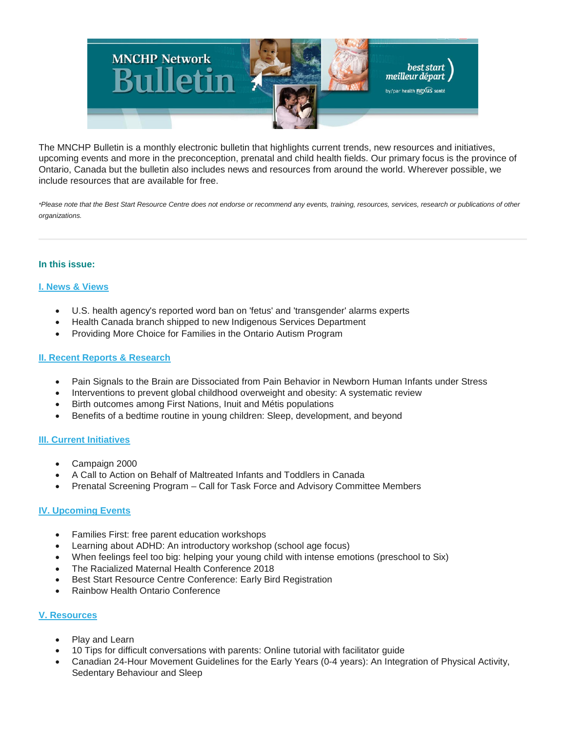# MNCHP Network Bulletin

The MNCHP Bulletin is a monthly electronic bulletin that highlights current trends, new resources and initiatives, upcoming events and more in the preconception, prenatal and child health fields. Our primary focus is the province of Ontario, Canada but the bulletin also includes news and resources from around the world. Wherever possible, we include resources that are available for free.

*\*Please note that the Best Start Resource Centre does not endorse or recommend any events, training, resources, services, research or publications of other organizations.*

---

## In this issue:

### I. News & Views

- U.S. health agency's reported word ban on 'fetus' and 'transgender' alarms experts
- Health Canada branch shipped to new Indigenous Services Department
- Providing More Choice for Families in the Ontario Autism Program

### II. Recent Reports & Research

- Pain Signals to the Brain are Dissociated from Pain Behavior in Newborn Human Infants under Stress
- Interventions to prevent global childhood overweight and obesity: A systematic review
- Birth outcomes among First Nations, Inuit and Métis populations
- Benefits of a bedtime routine in young children: Sleep, development, and beyond

### III. Current Initiatives

- Campaign 2000
- A Call to Action on Behalf of Maltreated Infants and Toddlers in Canada
- Prenatal Screening Program – Call for Task Force and Advisory Committee Members

### IV. Upcoming Events

- Families First: free parent education workshops
- Learning about ADHD: An introductory workshop (school age focus)
- When feelings feel too big: helping your young child with intense emotions (preschool to Six)
- The Racialized Maternal Health Conference 2018
- Best Start Resource Centre Conference: Early Bird Registration
- Rainbow Health Ontario Conference

### V. Resources

- Play and Learn
- 10 Tips for difficult conversations with parents: Online tutorial with facilitator guide
- Canadian 24-Hour Movement Guidelines for the Early Years (0-4 years): An Integration of Physical Activity, Sedentary Behaviour and Sleep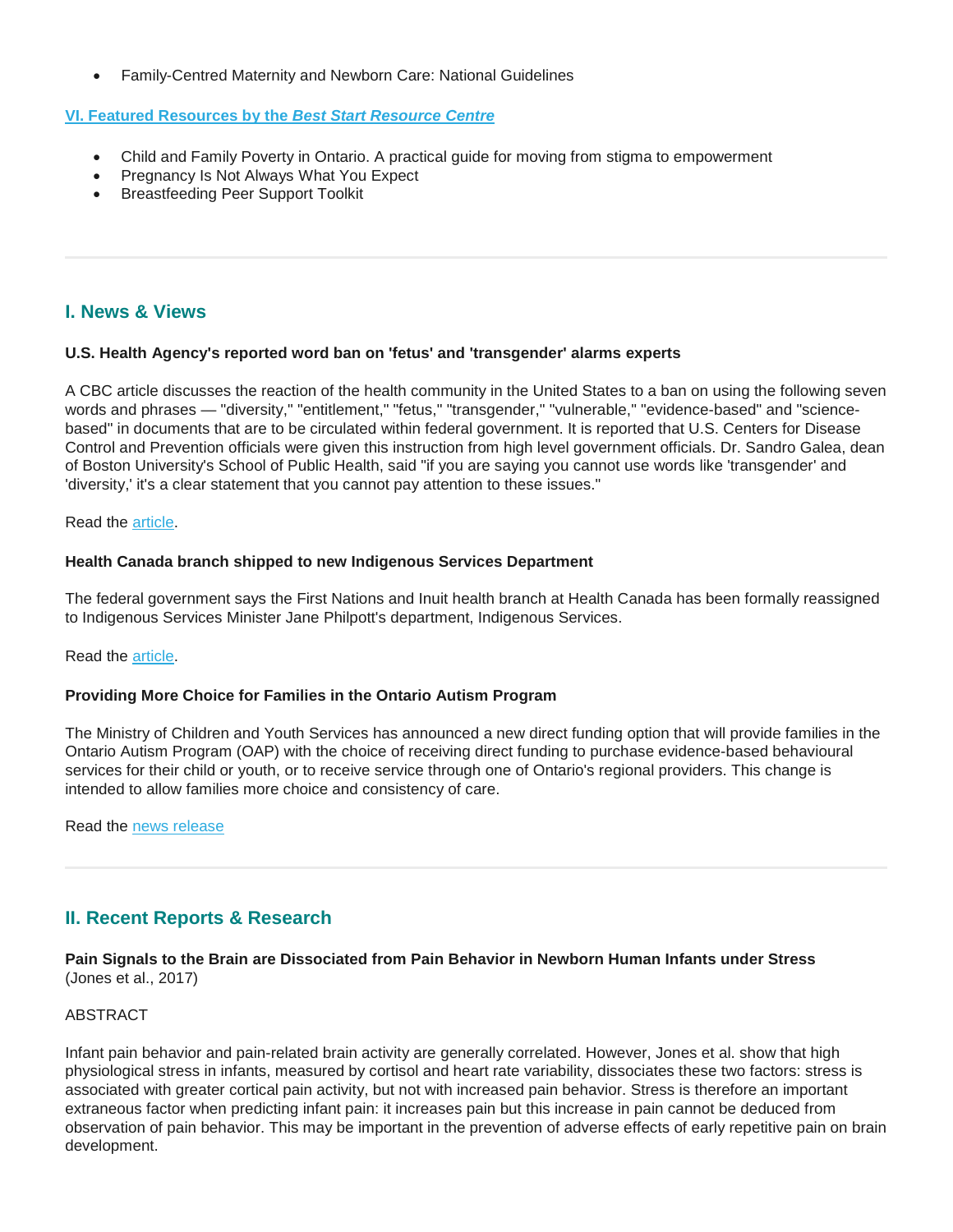- Family-Centred Maternity and Newborn Care: National Guidelines

## VI. Featured Resources by the *Best Start Resource Centre*

- Child and Family Poverty in Ontario. A practical guide for moving from stigma to empowerment
- Pregnancy Is Not Always What You Expect
- Breastfeeding Peer Support Toolkit

---

## I. News & Views

**U.S. Health Agency's reported word ban on 'fetus' and 'transgender' alarms experts**

A CBC article discusses the reaction of the health community in the United States to a ban on using the following seven words and phrases — "diversity," "entitlement," "fetus," "transgender," "vulnerable," "evidence-based" and "science-based" in documents that are to be circulated within federal government. It is reported that U.S. Centers for Disease Control and Prevention officials were given this instruction from high level government officials. Dr. Sandro Galea, dean of Boston University's School of Public Health, said "if you are saying you cannot use words like 'transgender' and 'diversity,' it's a clear statement that you cannot pay attention to these issues."

Read the article.

**Health Canada branch shipped to new Indigenous Services Department**

The federal government says the First Nations and Inuit health branch at Health Canada has been formally reassigned to Indigenous Services Minister Jane Philpott's department, Indigenous Services.

Read the article.

**Providing More Choice for Families in the Ontario Autism Program**

The Ministry of Children and Youth Services has announced a new direct funding option that will provide families in the Ontario Autism Program (OAP) with the choice of receiving direct funding to purchase evidence-based behavioural services for their child or youth, or to receive service through one of Ontario's regional providers. This change is intended to allow families more choice and consistency of care.

Read the news release

---

## II. Recent Reports & Research

**Pain Signals to the Brain are Dissociated from Pain Behavior in Newborn Human Infants under Stress**
(Jones et al., 2017)

ABSTRACT

Infant pain behavior and pain-related brain activity are generally correlated. However, Jones et al. show that high physiological stress in infants, measured by cortisol and heart rate variability, dissociates these two factors: stress is associated with greater cortical pain activity, but not with increased pain behavior. Stress is therefore an important extraneous factor when predicting infant pain: it increases pain but this increase in pain cannot be deduced from observation of pain behavior. This may be important in the prevention of adverse effects of early repetitive pain on brain development.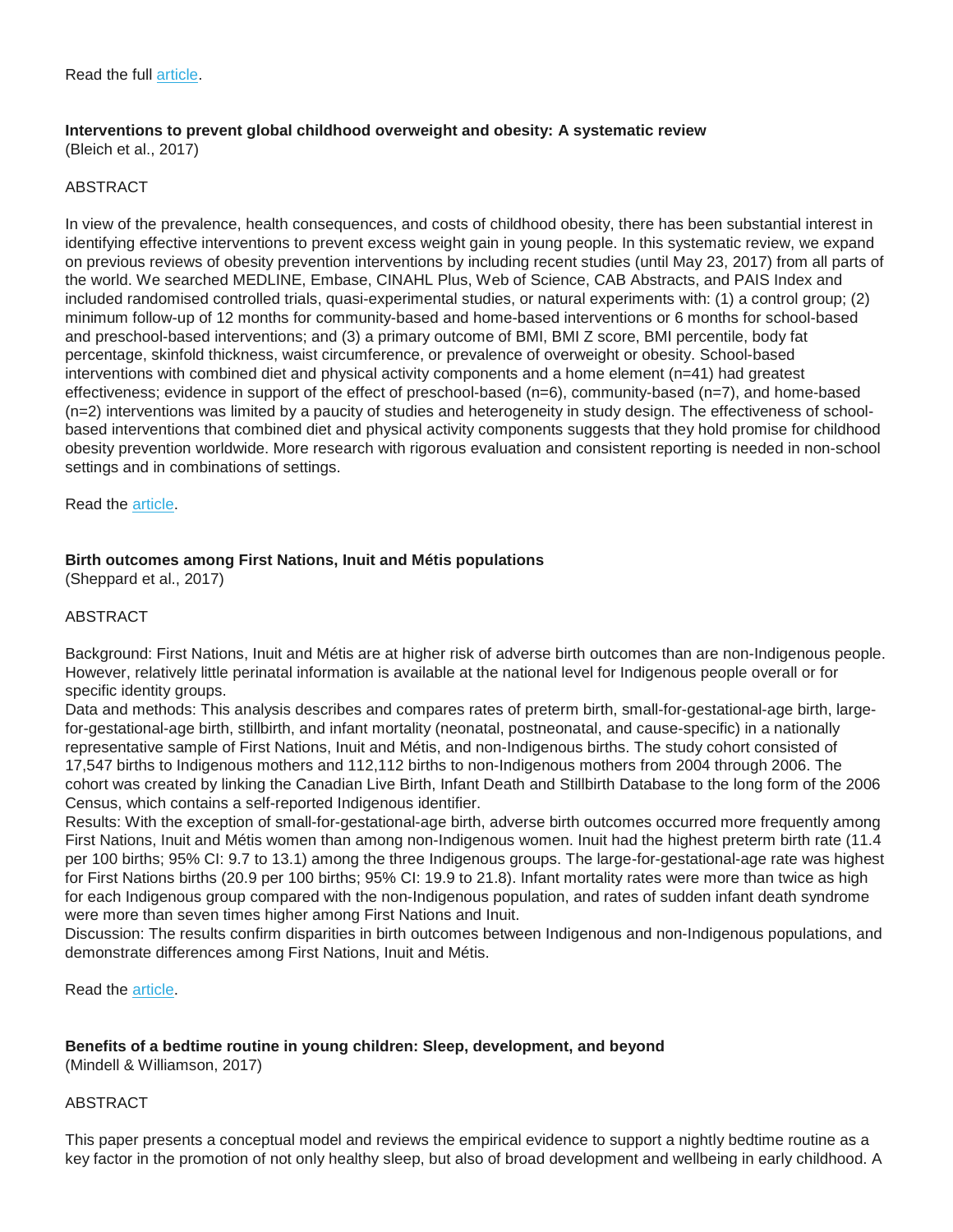Read the full article.

**Interventions to prevent global childhood overweight and obesity: A systematic review**
(Bleich et al., 2017)

ABSTRACT

In view of the prevalence, health consequences, and costs of childhood obesity, there has been substantial interest in identifying effective interventions to prevent excess weight gain in young people. In this systematic review, we expand on previous reviews of obesity prevention interventions by including recent studies (until May 23, 2017) from all parts of the world. We searched MEDLINE, Embase, CINAHL Plus, Web of Science, CAB Abstracts, and PAIS Index and included randomised controlled trials, quasi-experimental studies, or natural experiments with: (1) a control group; (2) minimum follow-up of 12 months for community-based and home-based interventions or 6 months for school-based and preschool-based interventions; and (3) a primary outcome of BMI, BMI Z score, BMI percentile, body fat percentage, skinfold thickness, waist circumference, or prevalence of overweight or obesity. School-based interventions with combined diet and physical activity components and a home element (n=41) had greatest effectiveness; evidence in support of the effect of preschool-based (n=6), community-based (n=7), and home-based (n=2) interventions was limited by a paucity of studies and heterogeneity in study design. The effectiveness of school-based interventions that combined diet and physical activity components suggests that they hold promise for childhood obesity prevention worldwide. More research with rigorous evaluation and consistent reporting is needed in non-school settings and in combinations of settings.

Read the article.

**Birth outcomes among First Nations, Inuit and Métis populations**
(Sheppard et al., 2017)

ABSTRACT

Background: First Nations, Inuit and Métis are at higher risk of adverse birth outcomes than are non-Indigenous people. However, relatively little perinatal information is available at the national level for Indigenous people overall or for specific identity groups.
Data and methods: This analysis describes and compares rates of preterm birth, small-for-gestational-age birth, large-for-gestational-age birth, stillbirth, and infant mortality (neonatal, postneonatal, and cause-specific) in a nationally representative sample of First Nations, Inuit and Métis, and non-Indigenous births. The study cohort consisted of 17,547 births to Indigenous mothers and 112,112 births to non-Indigenous mothers from 2004 through 2006. The cohort was created by linking the Canadian Live Birth, Infant Death and Stillbirth Database to the long form of the 2006 Census, which contains a self-reported Indigenous identifier.
Results: With the exception of small-for-gestational-age birth, adverse birth outcomes occurred more frequently among First Nations, Inuit and Métis women than among non-Indigenous women. Inuit had the highest preterm birth rate (11.4 per 100 births; 95% CI: 9.7 to 13.1) among the three Indigenous groups. The large-for-gestational-age rate was highest for First Nations births (20.9 per 100 births; 95% CI: 19.9 to 21.8). Infant mortality rates were more than twice as high for each Indigenous group compared with the non-Indigenous population, and rates of sudden infant death syndrome were more than seven times higher among First Nations and Inuit.
Discussion: The results confirm disparities in birth outcomes between Indigenous and non-Indigenous populations, and demonstrate differences among First Nations, Inuit and Métis.

Read the article.

**Benefits of a bedtime routine in young children: Sleep, development, and beyond**
(Mindell & Williamson, 2017)

ABSTRACT

This paper presents a conceptual model and reviews the empirical evidence to support a nightly bedtime routine as a key factor in the promotion of not only healthy sleep, but also of broad development and wellbeing in early childhood. A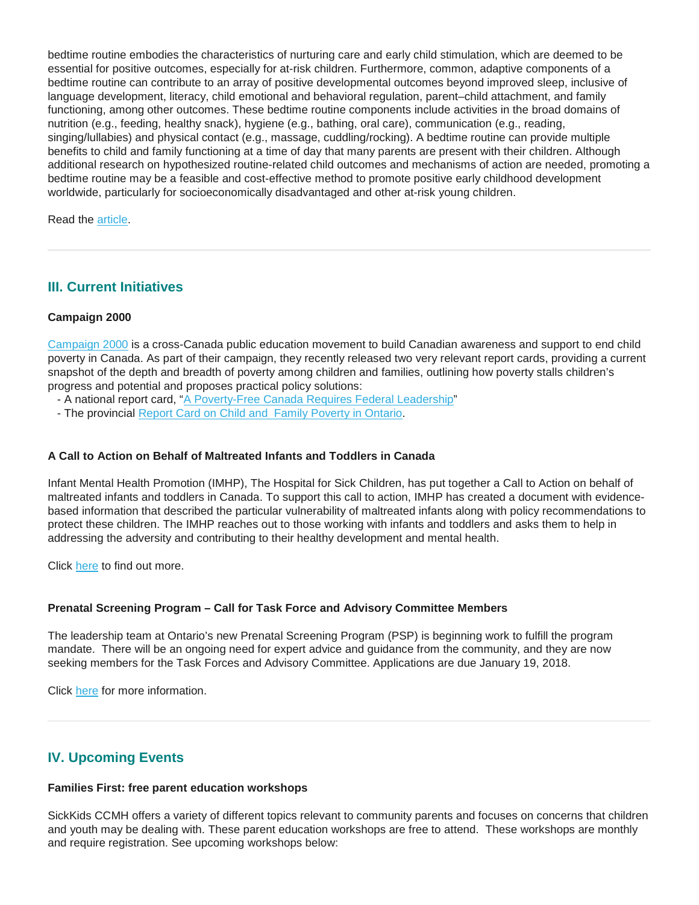bedtime routine embodies the characteristics of nurturing care and early child stimulation, which are deemed to be essential for positive outcomes, especially for at-risk children. Furthermore, common, adaptive components of a bedtime routine can contribute to an array of positive developmental outcomes beyond improved sleep, inclusive of language development, literacy, child emotional and behavioral regulation, parent–child attachment, and family functioning, among other outcomes. These bedtime routine components include activities in the broad domains of nutrition (e.g., feeding, healthy snack), hygiene (e.g., bathing, oral care), communication (e.g., reading, singing/lullabies) and physical contact (e.g., massage, cuddling/rocking). A bedtime routine can provide multiple benefits to child and family functioning at a time of day that many parents are present with their children. Although additional research on hypothesized routine-related child outcomes and mechanisms of action are needed, promoting a bedtime routine may be a feasible and cost-effective method to promote positive early childhood development worldwide, particularly for socioeconomically disadvantaged and other at-risk young children.

Read the article.

---

## III. Current Initiatives

**Campaign 2000**

Campaign 2000 is a cross-Canada public education movement to build Canadian awareness and support to end child poverty in Canada. As part of their campaign, they recently released two very relevant report cards, providing a current snapshot of the depth and breadth of poverty among children and families, outlining how poverty stalls children's progress and potential and proposes practical policy solutions:

- A national report card, "A Poverty-Free Canada Requires Federal Leadership"
- The provincial Report Card on Child and Family Poverty in Ontario.

**A Call to Action on Behalf of Maltreated Infants and Toddlers in Canada**

Infant Mental Health Promotion (IMHP), The Hospital for Sick Children, has put together a Call to Action on behalf of maltreated infants and toddlers in Canada. To support this call to action, IMHP has created a document with evidence-based information that described the particular vulnerability of maltreated infants along with policy recommendations to protect these children. The IMHP reaches out to those working with infants and toddlers and asks them to help in addressing the adversity and contributing to their healthy development and mental health.

Click here to find out more.

**Prenatal Screening Program – Call for Task Force and Advisory Committee Members**

The leadership team at Ontario's new Prenatal Screening Program (PSP) is beginning work to fulfill the program mandate. There will be an ongoing need for expert advice and guidance from the community, and they are now seeking members for the Task Forces and Advisory Committee. Applications are due January 19, 2018.

Click here for more information.

---

## IV. Upcoming Events

**Families First: free parent education workshops**

SickKids CCMH offers a variety of different topics relevant to community parents and focuses on concerns that children and youth may be dealing with. These parent education workshops are free to attend. These workshops are monthly and require registration. See upcoming workshops below: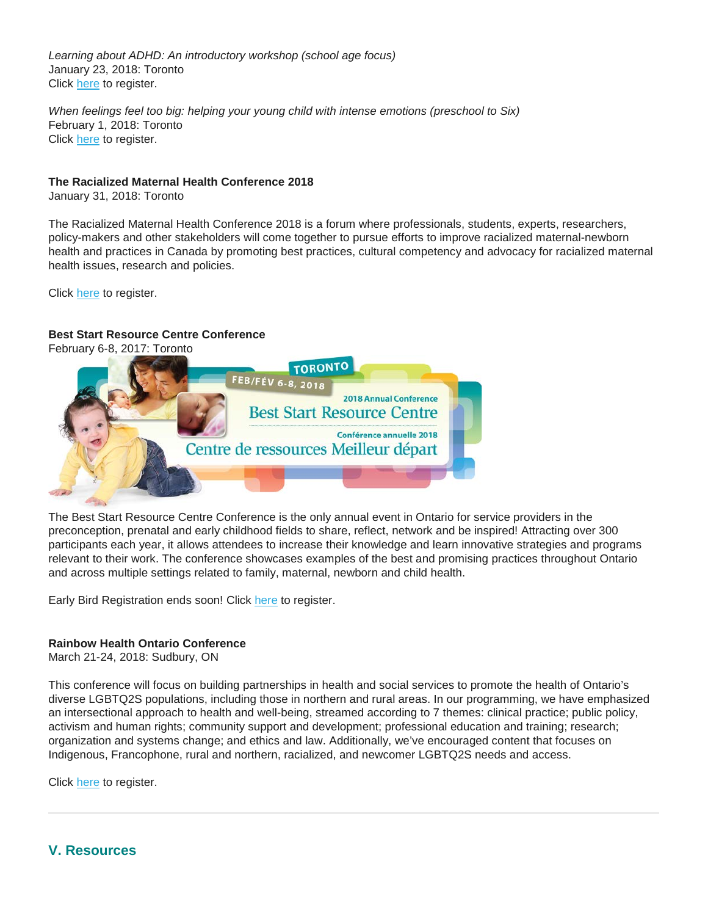*Learning about ADHD: An introductory workshop (school age focus)*
January 23, 2018: Toronto
Click here to register.

*When feelings feel too big: helping your young child with intense emotions (preschool to Six)*
February 1, 2018: Toronto
Click here to register.

**The Racialized Maternal Health Conference 2018**
January 31, 2018: Toronto

The Racialized Maternal Health Conference 2018 is a forum where professionals, students, experts, researchers, policy-makers and other stakeholders will come together to pursue efforts to improve racialized maternal-newborn health and practices in Canada by promoting best practices, cultural competency and advocacy for racialized maternal health issues, research and policies.

Click here to register.

**Best Start Resource Centre Conference**
February 6-8, 2017: Toronto

The Best Start Resource Centre Conference is the only annual event in Ontario for service providers in the preconception, prenatal and early childhood fields to share, reflect, network and be inspired! Attracting over 300 participants each year, it allows attendees to increase their knowledge and learn innovative strategies and programs relevant to their work. The conference showcases examples of the best and promising practices throughout Ontario and across multiple settings related to family, maternal, newborn and child health.

Early Bird Registration ends soon! Click here to register.

**Rainbow Health Ontario Conference**
March 21-24, 2018: Sudbury, ON

This conference will focus on building partnerships in health and social services to promote the health of Ontario's diverse LGBTQ2S populations, including those in northern and rural areas. In our programming, we have emphasized an intersectional approach to health and well-being, streamed according to 7 themes: clinical practice; public policy, activism and human rights; community support and development; professional education and training; research; organization and systems change; and ethics and law. Additionally, we've encouraged content that focuses on Indigenous, Francophone, rural and northern, racialized, and newcomer LGBTQ2S needs and access.

Click here to register.

---

## V. Resources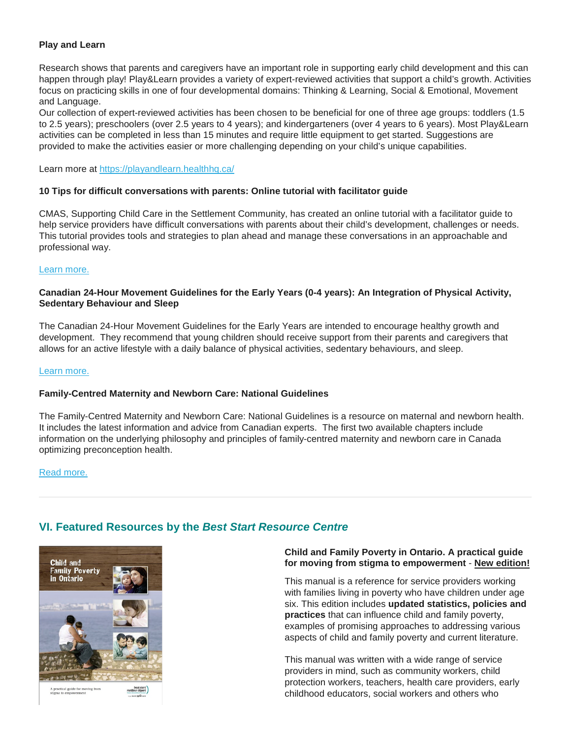**Play and Learn**

Research shows that parents and caregivers have an important role in supporting early child development and this can happen through play! Play&Learn provides a variety of expert-reviewed activities that support a child's growth. Activities focus on practicing skills in one of four developmental domains: Thinking & Learning, Social & Emotional, Movement and Language.

Our collection of expert-reviewed activities has been chosen to be beneficial for one of three age groups: toddlers (1.5 to 2.5 years); preschoolers (over 2.5 years to 4 years); and kindergarteners (over 4 years to 6 years). Most Play&Learn activities can be completed in less than 15 minutes and require little equipment to get started. Suggestions are provided to make the activities easier or more challenging depending on your child's unique capabilities.

Learn more at [https://playandlearn.healthhq.ca/](https://playandlearn.healthhq.ca/)

**10 Tips for difficult conversations with parents: Online tutorial with facilitator guide**

CMAS, Supporting Child Care in the Settlement Community, has created an online tutorial with a facilitator guide to help service providers have difficult conversations with parents about their child's development, challenges or needs. This tutorial provides tools and strategies to plan ahead and manage these conversations in an approachable and professional way.

Learn more.

**Canadian 24-Hour Movement Guidelines for the Early Years (0-4 years): An Integration of Physical Activity, Sedentary Behaviour and Sleep**

The Canadian 24-Hour Movement Guidelines for the Early Years are intended to encourage healthy growth and development. They recommend that young children should receive support from their parents and caregivers that allows for an active lifestyle with a daily balance of physical activities, sedentary behaviours, and sleep.

Learn more.

**Family-Centred Maternity and Newborn Care: National Guidelines**

The Family-Centred Maternity and Newborn Care: National Guidelines is a resource on maternal and newborn health. It includes the latest information and advice from Canadian experts. The first two available chapters include information on the underlying philosophy and principles of family-centred maternity and newborn care in Canada optimizing preconception health.

Read more.

---

## VI. Featured Resources by the *Best Start Resource Centre*

**Child and Family Poverty in Ontario. A practical guide for moving from stigma to empowerment** - **New edition!**

This manual is a reference for service providers working with families living in poverty who have children under age six. This edition includes **updated statistics, policies and practices** that can influence child and family poverty, examples of promising approaches to addressing various aspects of child and family poverty and current literature.

This manual was written with a wide range of service providers in mind, such as community workers, child protection workers, teachers, health care providers, early childhood educators, social workers and others who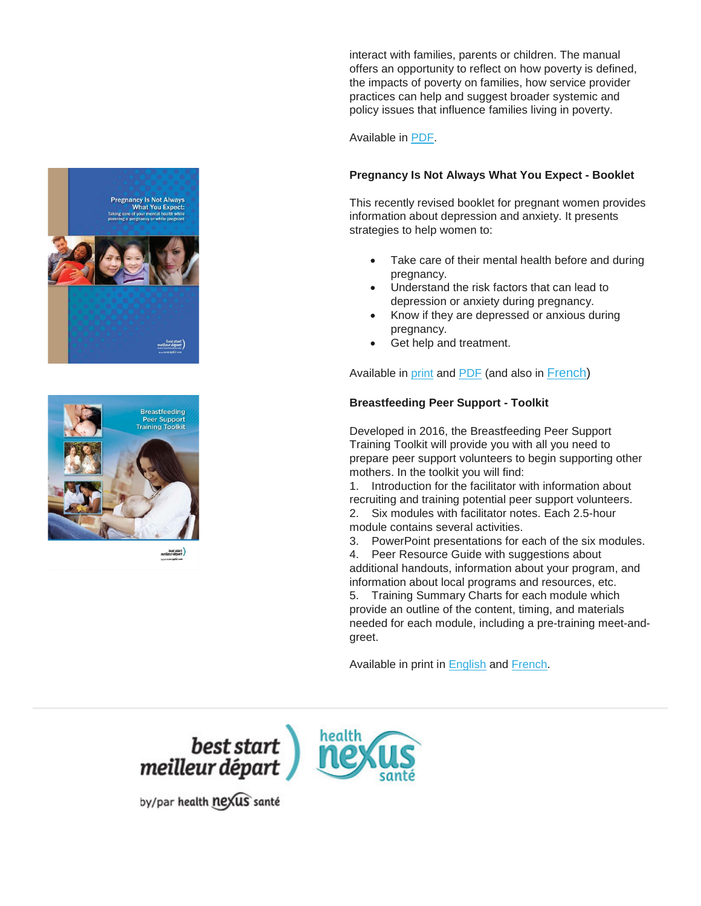interact with families, parents or children. The manual offers an opportunity to reflect on how poverty is defined, the impacts of poverty on families, how service provider practices can help and suggest broader systemic and policy issues that influence families living in poverty.

Available in PDF.

**Pregnancy Is Not Always What You Expect - Booklet**

This recently revised booklet for pregnant women provides information about depression and anxiety. It presents strategies to help women to:

- Take care of their mental health before and during pregnancy.
- Understand the risk factors that can lead to depression or anxiety during pregnancy.
- Know if they are depressed or anxious during pregnancy.
- Get help and treatment.

Available in print and PDF (and also in French)

**Breastfeeding Peer Support - Toolkit**

Developed in 2016, the Breastfeeding Peer Support Training Toolkit will provide you with all you need to prepare peer support volunteers to begin supporting other mothers. In the toolkit you will find:

1. Introduction for the facilitator with information about recruiting and training potential peer support volunteers.
2. Six modules with facilitator notes. Each 2.5-hour module contains several activities.
3. PowerPoint presentations for each of the six modules.
4. Peer Resource Guide with suggestions about additional handouts, information about your program, and information about local programs and resources, etc.
5. Training Summary Charts for each module which provide an outline of the content, timing, and materials needed for each module, including a pre-training meet-and-greet.

Available in print in English and French.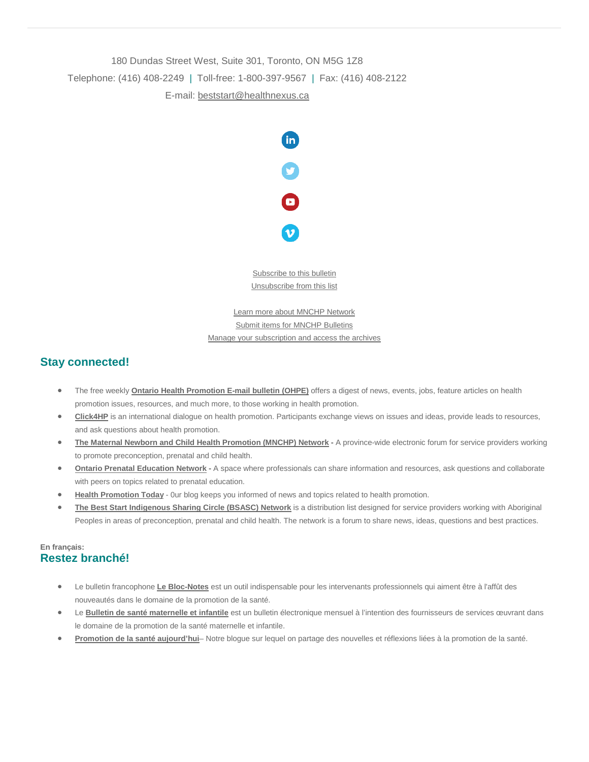180 Dundas Street West, Suite 301, Toronto, ON M5G 1Z8

Telephone: (416) 408-2249 | Toll-free: 1-800-397-9567 | Fax: (416) 408-2122

E-mail: beststart@healthnexus.ca

Subscribe to this bulletin
Unsubscribe from this list

Learn more about MNCHP Network
Submit items for MNCHP Bulletins
Manage your subscription and access the archives

## Stay connected!

- The free weekly **Ontario Health Promotion E-mail bulletin (OHPE)** offers a digest of news, events, jobs, feature articles on health promotion issues, resources, and much more, to those working in health promotion.
- **Click4HP** is an international dialogue on health promotion. Participants exchange views on issues and ideas, provide leads to resources, and ask questions about health promotion.
- **The Maternal Newborn and Child Health Promotion (MNCHP) Network -** A province-wide electronic forum for service providers working to promote preconception, prenatal and child health.
- **Ontario Prenatal Education Network -** A space where professionals can share information and resources, ask questions and collaborate with peers on topics related to prenatal education.
- **Health Promotion Today** - 0ur blog keeps you informed of news and topics related to health promotion.
- **The Best Start Indigenous Sharing Circle (BSASC) Network** is a distribution list designed for service providers working with Aboriginal Peoples in areas of preconception, prenatal and child health. The network is a forum to share news, ideas, questions and best practices.

**En français:**

## Restez branché!

- Le bulletin francophone **Le Bloc-Notes** est un outil indispensable pour les intervenants professionnels qui aiment être à l'affût des nouveautés dans le domaine de la promotion de la santé.
- Le **Bulletin de santé maternelle et infantile** est un bulletin électronique mensuel à l'intention des fournisseurs de services œuvrant dans le domaine de la promotion de la santé maternelle et infantile.
- **Promotion de la santé aujourd'hui**– Notre blogue sur lequel on partage des nouvelles et réflexions liées à la promotion de la santé.